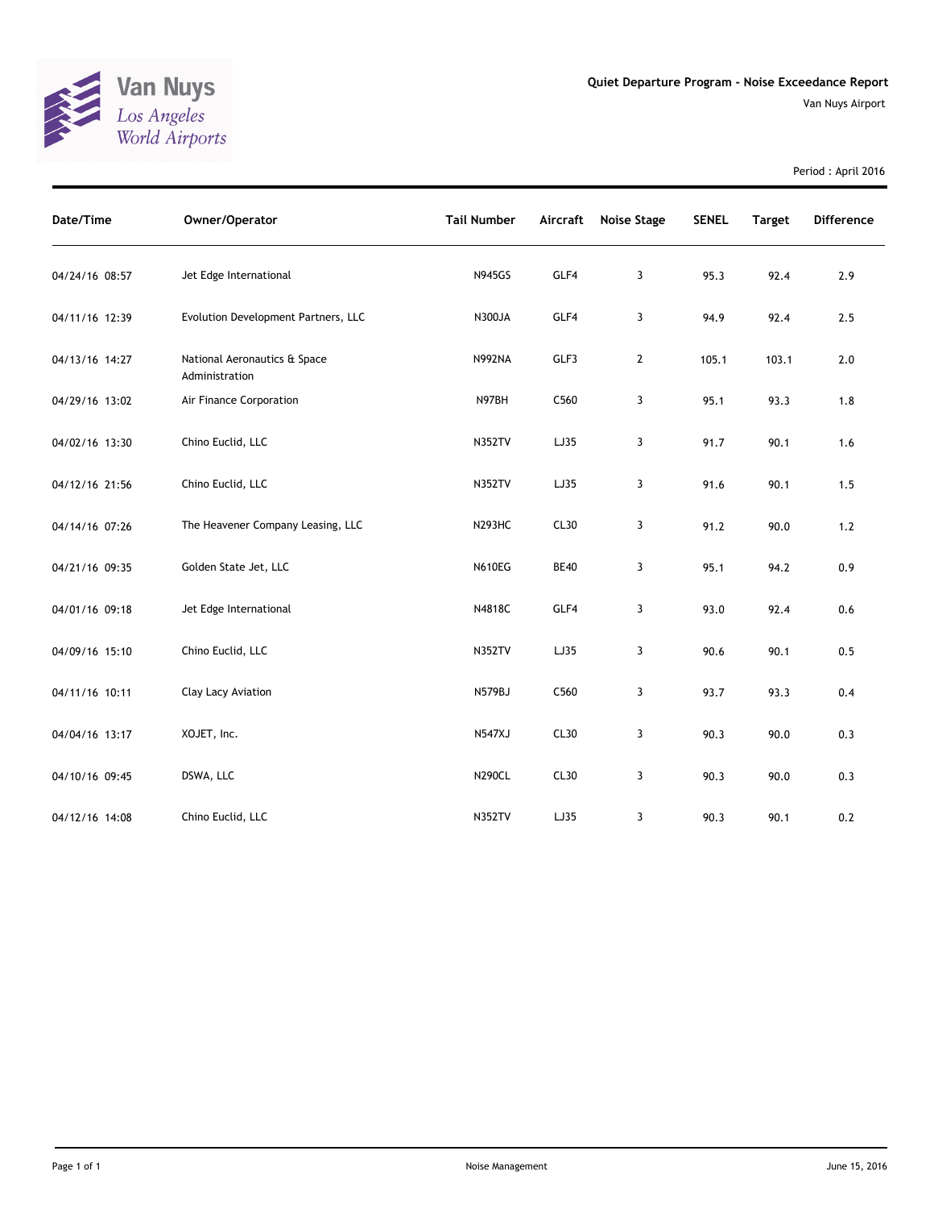Van Nuys
Los Angeles
World Airports

## Quiet Departure Program - Noise Exceedance Report

Van Nuys Airport

Period : April 2016

| Date/Time | Owner/Operator | Tail Number | Aircraft | Noise Stage | SENEL | Target | Difference |
|---|---|---|---|---|---|---|---|
| 04/24/16 08:57 | Jet Edge International | N945GS | GLF4 | 3 | 95.3 | 92.4 | 2.9 |
| 04/11/16 12:39 | Evolution Development Partners, LLC | N300JA | GLF4 | 3 | 94.9 | 92.4 | 2.5 |
| 04/13/16 14:27 | National Aeronautics & Space Administration | N992NA | GLF3 | 2 | 105.1 | 103.1 | 2.0 |
| 04/29/16 13:02 | Air Finance Corporation | N97BH | C560 | 3 | 95.1 | 93.3 | 1.8 |
| 04/02/16 13:30 | Chino Euclid, LLC | N352TV | LJ35 | 3 | 91.7 | 90.1 | 1.6 |
| 04/12/16 21:56 | Chino Euclid, LLC | N352TV | LJ35 | 3 | 91.6 | 90.1 | 1.5 |
| 04/14/16 07:26 | The Heavener Company Leasing, LLC | N293HC | CL30 | 3 | 91.2 | 90.0 | 1.2 |
| 04/21/16 09:35 | Golden State Jet, LLC | N610EG | BE40 | 3 | 95.1 | 94.2 | 0.9 |
| 04/01/16 09:18 | Jet Edge International | N4818C | GLF4 | 3 | 93.0 | 92.4 | 0.6 |
| 04/09/16 15:10 | Chino Euclid, LLC | N352TV | LJ35 | 3 | 90.6 | 90.1 | 0.5 |
| 04/11/16 10:11 | Clay Lacy Aviation | N579BJ | C560 | 3 | 93.7 | 93.3 | 0.4 |
| 04/04/16 13:17 | XOJET, Inc. | N547XJ | CL30 | 3 | 90.3 | 90.0 | 0.3 |
| 04/10/16 09:45 | DSWA, LLC | N290CL | CL30 | 3 | 90.3 | 90.0 | 0.3 |
| 04/12/16 14:08 | Chino Euclid, LLC | N352TV | LJ35 | 3 | 90.3 | 90.1 | 0.2 |

Noise Management

June 15, 2016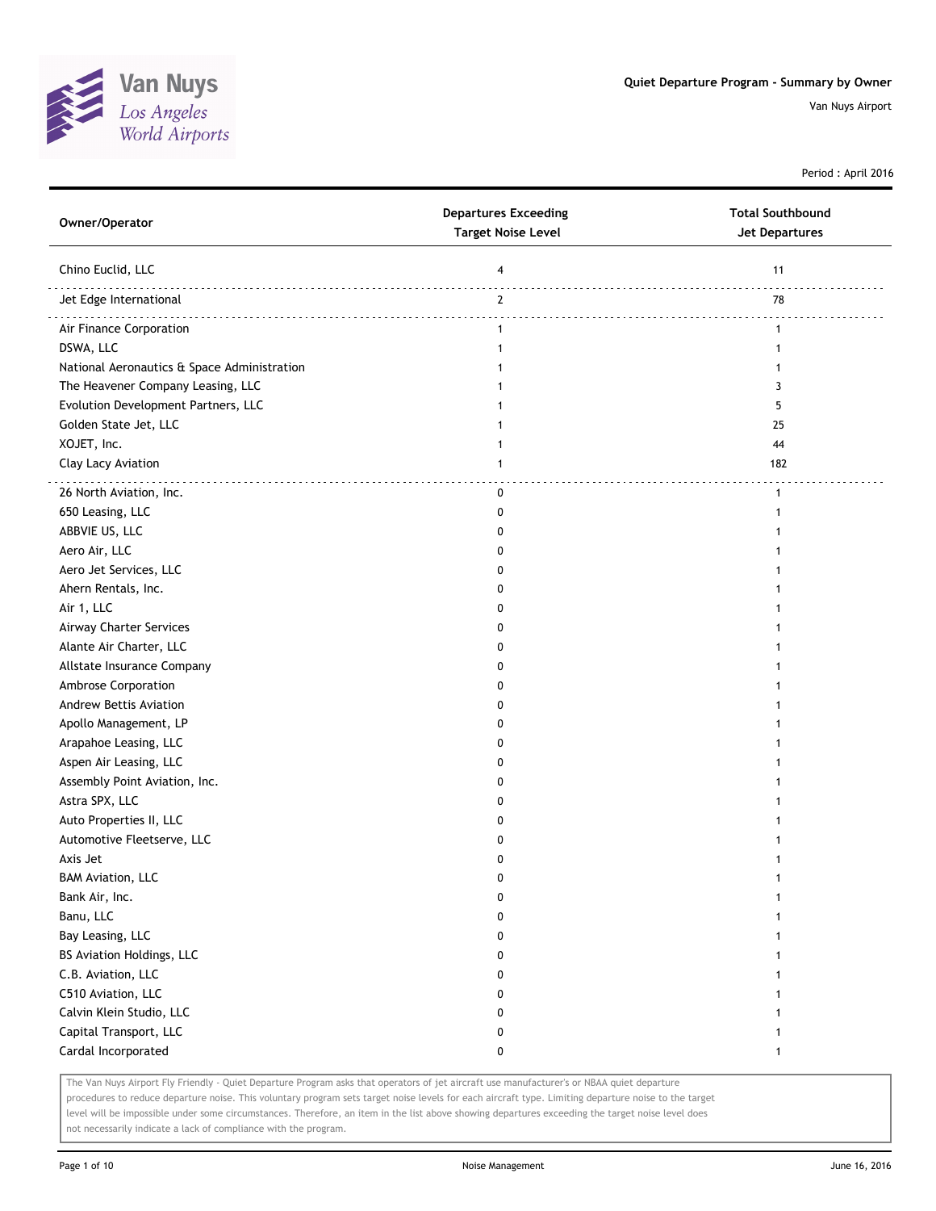# Quiet Departure Program - Summary by Owner

Van Nuys Airport

Period : April 2016

| Owner/Operator | Departures Exceeding Target Noise Level | Total Southbound Jet Departures |
|---|---|---|
| Chino Euclid, LLC | 4 | 11 |
| Jet Edge International | 2 | 78 |
| Air Finance Corporation | 1 | 1 |
| DSWA, LLC | 1 | 1 |
| National Aeronautics & Space Administration | 1 | 1 |
| The Heavener Company Leasing, LLC | 1 | 3 |
| Evolution Development Partners, LLC | 1 | 5 |
| Golden State Jet, LLC | 1 | 25 |
| XOJET, Inc. | 1 | 44 |
| Clay Lacy Aviation | 1 | 182 |
| 26 North Aviation, Inc. | 0 | 1 |
| 650 Leasing, LLC | 0 | 1 |
| ABBVIE US, LLC | 0 | 1 |
| Aero Air, LLC | 0 | 1 |
| Aero Jet Services, LLC | 0 | 1 |
| Ahern Rentals, Inc. | 0 | 1 |
| Air 1, LLC | 0 | 1 |
| Airway Charter Services | 0 | 1 |
| Alante Air Charter, LLC | 0 | 1 |
| Allstate Insurance Company | 0 | 1 |
| Ambrose Corporation | 0 | 1 |
| Andrew Bettis Aviation | 0 | 1 |
| Apollo Management, LP | 0 | 1 |
| Arapahoe Leasing, LLC | 0 | 1 |
| Aspen Air Leasing, LLC | 0 | 1 |
| Assembly Point Aviation, Inc. | 0 | 1 |
| Astra SPX, LLC | 0 | 1 |
| Auto Properties II, LLC | 0 | 1 |
| Automotive Fleetserve, LLC | 0 | 1 |
| Axis Jet | 0 | 1 |
| BAM Aviation, LLC | 0 | 1 |
| Bank Air, Inc. | 0 | 1 |
| Banu, LLC | 0 | 1 |
| Bay Leasing, LLC | 0 | 1 |
| BS Aviation Holdings, LLC | 0 | 1 |
| C.B. Aviation, LLC | 0 | 1 |
| C510 Aviation, LLC | 0 | 1 |
| Calvin Klein Studio, LLC | 0 | 1 |
| Capital Transport, LLC | 0 | 1 |
| Cardal Incorporated | 0 | 1 |

The Van Nuys Airport Fly Friendly - Quiet Departure Program asks that operators of jet aircraft use manufacturer's or NBAA quiet departure procedures to reduce departure noise. This voluntary program sets target noise levels for each aircraft type. Limiting departure noise to the target level will be impossible under some circumstances. Therefore, an item in the list above showing departures exceeding the target noise level does not necessarily indicate a lack of compliance with the program.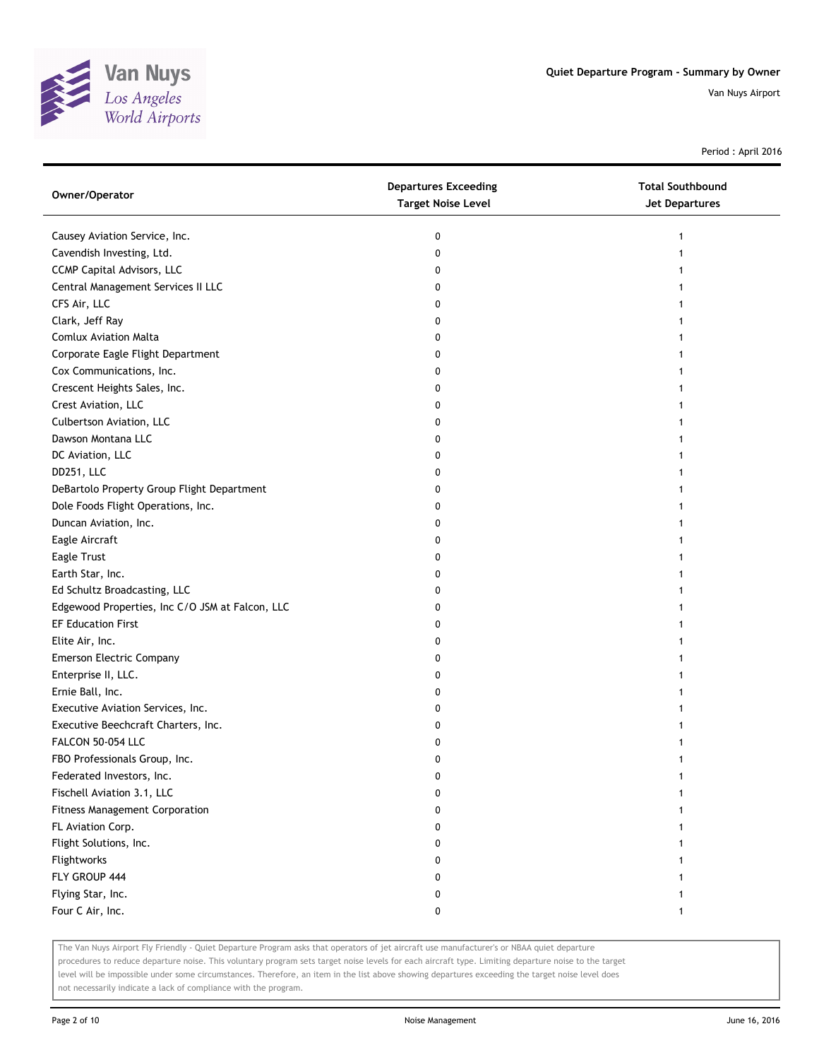**Quiet Departure Program - Summary by Owner**

Van Nuys Airport

Period : April 2016

| Owner/Operator | Departures Exceeding Target Noise Level | Total Southbound Jet Departures |
| --- | --- | --- |
| Causey Aviation Service, Inc. | 0 | 1 |
| Cavendish Investing, Ltd. | 0 | 1 |
| CCMP Capital Advisors, LLC | 0 | 1 |
| Central Management Services II LLC | 0 | 1 |
| CFS Air, LLC | 0 | 1 |
| Clark, Jeff Ray | 0 | 1 |
| Comlux Aviation Malta | 0 | 1 |
| Corporate Eagle Flight Department | 0 | 1 |
| Cox Communications, Inc. | 0 | 1 |
| Crescent Heights Sales, Inc. | 0 | 1 |
| Crest Aviation, LLC | 0 | 1 |
| Culbertson Aviation, LLC | 0 | 1 |
| Dawson Montana LLC | 0 | 1 |
| DC Aviation, LLC | 0 | 1 |
| DD251, LLC | 0 | 1 |
| DeBartolo Property Group Flight Department | 0 | 1 |
| Dole Foods Flight Operations, Inc. | 0 | 1 |
| Duncan Aviation, Inc. | 0 | 1 |
| Eagle Aircraft | 0 | 1 |
| Eagle Trust | 0 | 1 |
| Earth Star, Inc. | 0 | 1 |
| Ed Schultz Broadcasting, LLC | 0 | 1 |
| Edgewood Properties, Inc C/O JSM at Falcon, LLC | 0 | 1 |
| EF Education First | 0 | 1 |
| Elite Air, Inc. | 0 | 1 |
| Emerson Electric Company | 0 | 1 |
| Enterprise II, LLC. | 0 | 1 |
| Ernie Ball, Inc. | 0 | 1 |
| Executive Aviation Services, Inc. | 0 | 1 |
| Executive Beechcraft Charters, Inc. | 0 | 1 |
| FALCON 50-054 LLC | 0 | 1 |
| FBO Professionals Group, Inc. | 0 | 1 |
| Federated Investors, Inc. | 0 | 1 |
| Fischell Aviation 3.1, LLC | 0 | 1 |
| Fitness Management Corporation | 0 | 1 |
| FL Aviation Corp. | 0 | 1 |
| Flight Solutions, Inc. | 0 | 1 |
| Flightworks | 0 | 1 |
| FLY GROUP 444 | 0 | 1 |
| Flying Star, Inc. | 0 | 1 |
| Four C Air, Inc. | 0 | 1 |

The Van Nuys Airport Fly Friendly - Quiet Departure Program asks that operators of jet aircraft use manufacturer's or NBAA quiet departure procedures to reduce departure noise. This voluntary program sets target noise levels for each aircraft type. Limiting departure noise to the target level will be impossible under some circumstances. Therefore, an item in the list above showing departures exceeding the target noise level does not necessarily indicate a lack of compliance with the program.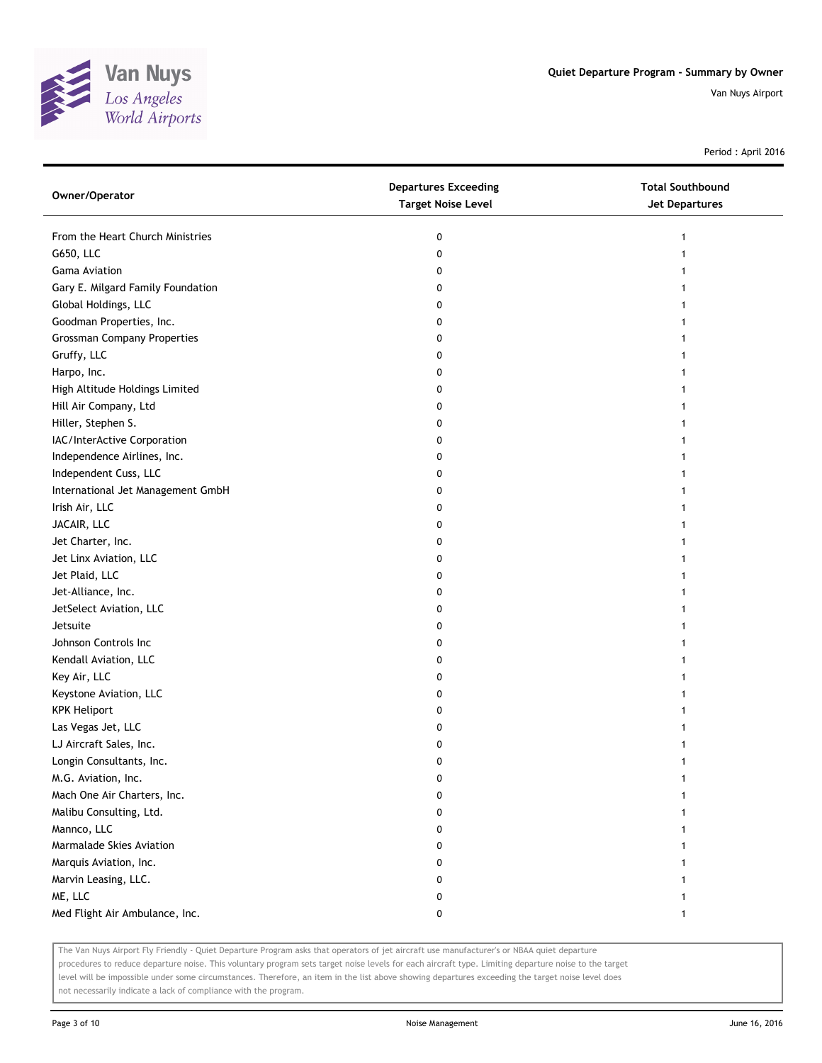Quiet Departure Program - Summary by Owner

Van Nuys Airport

Period : April 2016

| Owner/Operator | Departures Exceeding Target Noise Level | Total Southbound Jet Departures |
|---|---|---|
| From the Heart Church Ministries | 0 | 1 |
| G650, LLC | 0 | 1 |
| Gama Aviation | 0 | 1 |
| Gary E. Milgard Family Foundation | 0 | 1 |
| Global Holdings, LLC | 0 | 1 |
| Goodman Properties, Inc. | 0 | 1 |
| Grossman Company Properties | 0 | 1 |
| Gruffy, LLC | 0 | 1 |
| Harpo, Inc. | 0 | 1 |
| High Altitude Holdings Limited | 0 | 1 |
| Hill Air Company, Ltd | 0 | 1 |
| Hiller, Stephen S. | 0 | 1 |
| IAC/InterActive Corporation | 0 | 1 |
| Independence Airlines, Inc. | 0 | 1 |
| Independent Cuss, LLC | 0 | 1 |
| International Jet Management GmbH | 0 | 1 |
| Irish Air, LLC | 0 | 1 |
| JACAIR, LLC | 0 | 1 |
| Jet Charter, Inc. | 0 | 1 |
| Jet Linx Aviation, LLC | 0 | 1 |
| Jet Plaid, LLC | 0 | 1 |
| Jet-Alliance, Inc. | 0 | 1 |
| JetSelect Aviation, LLC | 0 | 1 |
| Jetsuite | 0 | 1 |
| Johnson Controls Inc | 0 | 1 |
| Kendall Aviation, LLC | 0 | 1 |
| Key Air, LLC | 0 | 1 |
| Keystone Aviation, LLC | 0 | 1 |
| KPK Heliport | 0 | 1 |
| Las Vegas Jet, LLC | 0 | 1 |
| LJ Aircraft Sales, Inc. | 0 | 1 |
| Longin Consultants, Inc. | 0 | 1 |
| M.G. Aviation, Inc. | 0 | 1 |
| Mach One Air Charters, Inc. | 0 | 1 |
| Malibu Consulting, Ltd. | 0 | 1 |
| Mannco, LLC | 0 | 1 |
| Marmalade Skies Aviation | 0 | 1 |
| Marquis Aviation, Inc. | 0 | 1 |
| Marvin Leasing, LLC. | 0 | 1 |
| ME, LLC | 0 | 1 |
| Med Flight Air Ambulance, Inc. | 0 | 1 |

The Van Nuys Airport Fly Friendly - Quiet Departure Program asks that operators of jet aircraft use manufacturer's or NBAA quiet departure procedures to reduce departure noise. This voluntary program sets target noise levels for each aircraft type. Limiting departure noise to the target level will be impossible under some circumstances. Therefore, an item in the list above showing departures exceeding the target noise level does not necessarily indicate a lack of compliance with the program.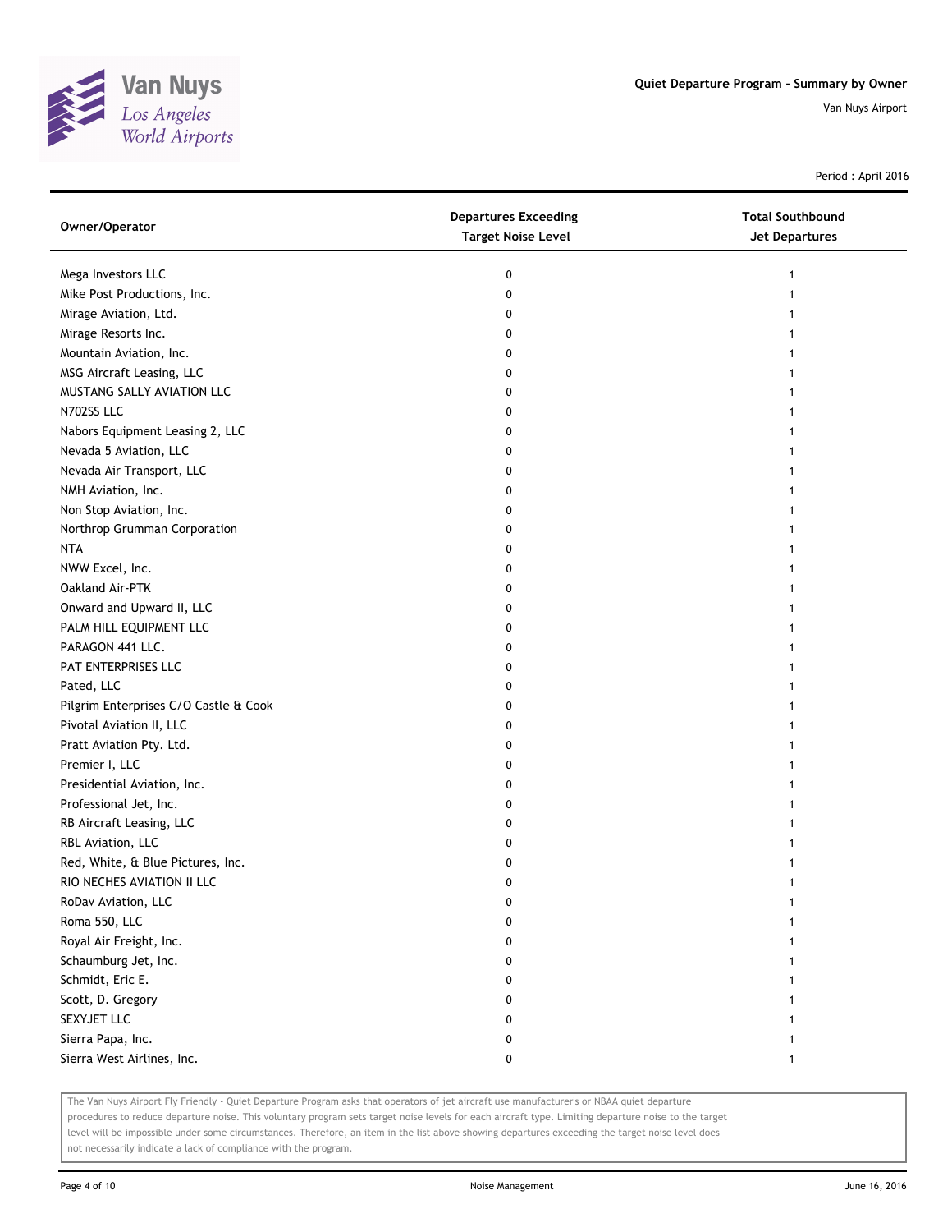# Quiet Departure Program - Summary by Owner

Van Nuys Airport

Period : April 2016

| Owner/Operator | Departures Exceeding Target Noise Level | Total Southbound Jet Departures |
|---|---|---|
| Mega Investors LLC | 0 | 1 |
| Mike Post Productions, Inc. | 0 | 1 |
| Mirage Aviation, Ltd. | 0 | 1 |
| Mirage Resorts Inc. | 0 | 1 |
| Mountain Aviation, Inc. | 0 | 1 |
| MSG Aircraft Leasing, LLC | 0 | 1 |
| MUSTANG SALLY AVIATION LLC | 0 | 1 |
| N702SS LLC | 0 | 1 |
| Nabors Equipment Leasing 2, LLC | 0 | 1 |
| Nevada 5 Aviation, LLC | 0 | 1 |
| Nevada Air Transport, LLC | 0 | 1 |
| NMH Aviation, Inc. | 0 | 1 |
| Non Stop Aviation, Inc. | 0 | 1 |
| Northrop Grumman Corporation | 0 | 1 |
| NTA | 0 | 1 |
| NWW Excel, Inc. | 0 | 1 |
| Oakland Air-PTK | 0 | 1 |
| Onward and Upward II, LLC | 0 | 1 |
| PALM HILL EQUIPMENT LLC | 0 | 1 |
| PARAGON 441 LLC. | 0 | 1 |
| PAT ENTERPRISES LLC | 0 | 1 |
| Pated, LLC | 0 | 1 |
| Pilgrim Enterprises C/O Castle & Cook | 0 | 1 |
| Pivotal Aviation II, LLC | 0 | 1 |
| Pratt Aviation Pty. Ltd. | 0 | 1 |
| Premier I, LLC | 0 | 1 |
| Presidential Aviation, Inc. | 0 | 1 |
| Professional Jet, Inc. | 0 | 1 |
| RB Aircraft Leasing, LLC | 0 | 1 |
| RBL Aviation, LLC | 0 | 1 |
| Red, White, & Blue Pictures, Inc. | 0 | 1 |
| RIO NECHES AVIATION II LLC | 0 | 1 |
| RoDav Aviation, LLC | 0 | 1 |
| Roma 550, LLC | 0 | 1 |
| Royal Air Freight, Inc. | 0 | 1 |
| Schaumburg Jet, Inc. | 0 | 1 |
| Schmidt, Eric E. | 0 | 1 |
| Scott, D. Gregory | 0 | 1 |
| SEXYJET LLC | 0 | 1 |
| Sierra Papa, Inc. | 0 | 1 |
| Sierra West Airlines, Inc. | 0 | 1 |

The Van Nuys Airport Fly Friendly - Quiet Departure Program asks that operators of jet aircraft use manufacturer's or NBAA quiet departure procedures to reduce departure noise. This voluntary program sets target noise levels for each aircraft type. Limiting departure noise to the target level will be impossible under some circumstances. Therefore, an item in the list above showing departures exceeding the target noise level does not necessarily indicate a lack of compliance with the program.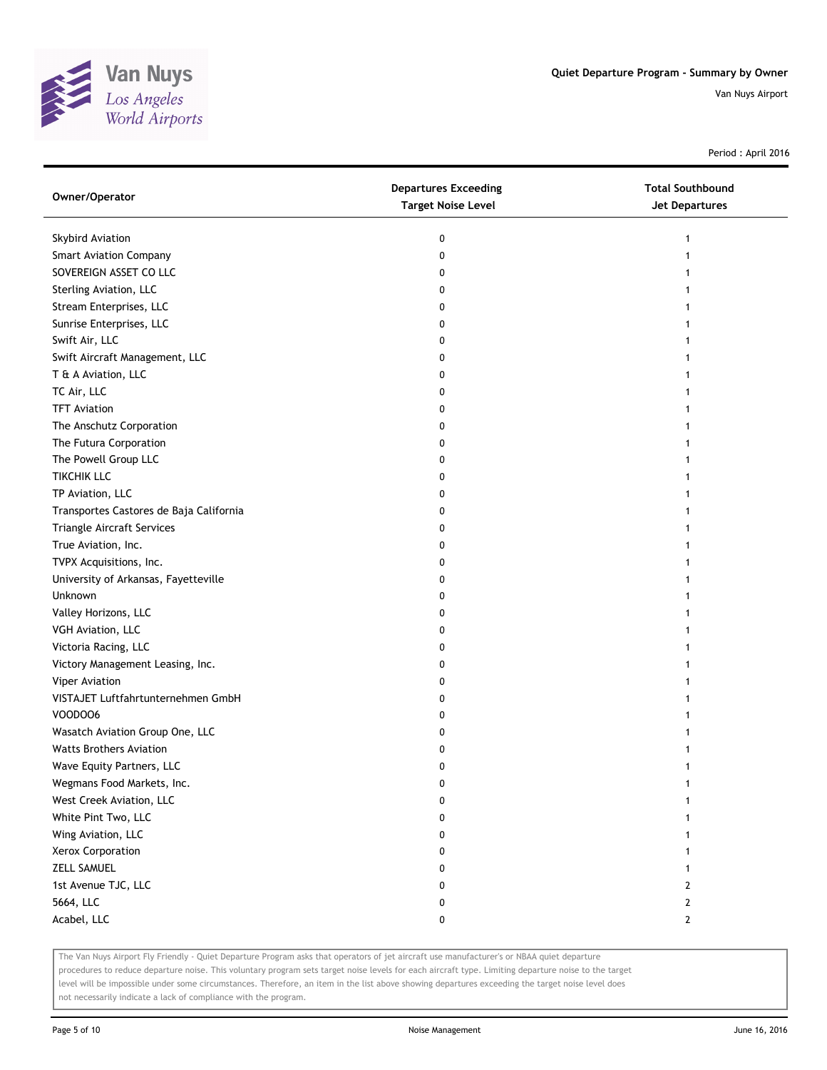# Quiet Departure Program - Summary by Owner

Van Nuys Airport

Period : April 2016

| Owner/Operator | Departures Exceeding Target Noise Level | Total Southbound Jet Departures |
|---|---|---|
| Skybird Aviation | 0 | 1 |
| Smart Aviation Company | 0 | 1 |
| SOVEREIGN ASSET CO LLC | 0 | 1 |
| Sterling Aviation, LLC | 0 | 1 |
| Stream Enterprises, LLC | 0 | 1 |
| Sunrise Enterprises, LLC | 0 | 1 |
| Swift Air, LLC | 0 | 1 |
| Swift Aircraft Management, LLC | 0 | 1 |
| T & A Aviation, LLC | 0 | 1 |
| TC Air, LLC | 0 | 1 |
| TFT Aviation | 0 | 1 |
| The Anschutz Corporation | 0 | 1 |
| The Futura Corporation | 0 | 1 |
| The Powell Group LLC | 0 | 1 |
| TIKCHIK LLC | 0 | 1 |
| TP Aviation, LLC | 0 | 1 |
| Transportes Castores de Baja California | 0 | 1 |
| Triangle Aircraft Services | 0 | 1 |
| True Aviation, Inc. | 0 | 1 |
| TVPX Acquisitions, Inc. | 0 | 1 |
| University of Arkansas, Fayetteville | 0 | 1 |
| Unknown | 0 | 1 |
| Valley Horizons, LLC | 0 | 1 |
| VGH Aviation, LLC | 0 | 1 |
| Victoria Racing, LLC | 0 | 1 |
| Victory Management Leasing, Inc. | 0 | 1 |
| Viper Aviation | 0 | 1 |
| VISTAJET Luftfahrtunternehmen GmbH | 0 | 1 |
| VOODOO6 | 0 | 1 |
| Wasatch Aviation Group One, LLC | 0 | 1 |
| Watts Brothers Aviation | 0 | 1 |
| Wave Equity Partners, LLC | 0 | 1 |
| Wegmans Food Markets, Inc. | 0 | 1 |
| West Creek Aviation, LLC | 0 | 1 |
| White Pint Two, LLC | 0 | 1 |
| Wing Aviation, LLC | 0 | 1 |
| Xerox Corporation | 0 | 1 |
| ZELL SAMUEL | 0 | 1 |
| 1st Avenue TJC, LLC | 0 | 2 |
| 5664, LLC | 0 | 2 |
| Acabel, LLC | 0 | 2 |

The Van Nuys Airport Fly Friendly - Quiet Departure Program asks that operators of jet aircraft use manufacturer's or NBAA quiet departure procedures to reduce departure noise. This voluntary program sets target noise levels for each aircraft type. Limiting departure noise to the target level will be impossible under some circumstances. Therefore, an item in the list above showing departures exceeding the target noise level does not necessarily indicate a lack of compliance with the program.

Noise Management

June 16, 2016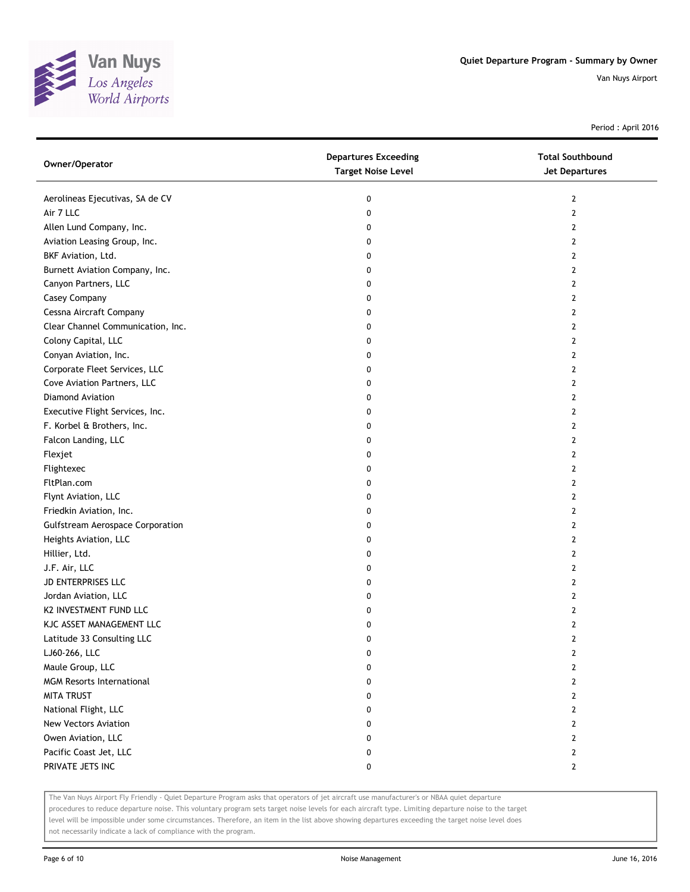# Quiet Departure Program - Summary by Owner

Van Nuys Airport

Period : April 2016

| Owner/Operator | Departures Exceeding Target Noise Level | Total Southbound Jet Departures |
|---|---|---|
| Aerolineas Ejecutivas, SA de CV | 0 | 2 |
| Air 7 LLC | 0 | 2 |
| Allen Lund Company, Inc. | 0 | 2 |
| Aviation Leasing Group, Inc. | 0 | 2 |
| BKF Aviation, Ltd. | 0 | 2 |
| Burnett Aviation Company, Inc. | 0 | 2 |
| Canyon Partners, LLC | 0 | 2 |
| Casey Company | 0 | 2 |
| Cessna Aircraft Company | 0 | 2 |
| Clear Channel Communication, Inc. | 0 | 2 |
| Colony Capital, LLC | 0 | 2 |
| Conyan Aviation, Inc. | 0 | 2 |
| Corporate Fleet Services, LLC | 0 | 2 |
| Cove Aviation Partners, LLC | 0 | 2 |
| Diamond Aviation | 0 | 2 |
| Executive Flight Services, Inc. | 0 | 2 |
| F. Korbel & Brothers, Inc. | 0 | 2 |
| Falcon Landing, LLC | 0 | 2 |
| Flexjet | 0 | 2 |
| Flightexec | 0 | 2 |
| FltPlan.com | 0 | 2 |
| Flynt Aviation, LLC | 0 | 2 |
| Friedkin Aviation, Inc. | 0 | 2 |
| Gulfstream Aerospace Corporation | 0 | 2 |
| Heights Aviation, LLC | 0 | 2 |
| Hillier, Ltd. | 0 | 2 |
| J.F. Air, LLC | 0 | 2 |
| JD ENTERPRISES LLC | 0 | 2 |
| Jordan Aviation, LLC | 0 | 2 |
| K2 INVESTMENT FUND LLC | 0 | 2 |
| KJC ASSET MANAGEMENT LLC | 0 | 2 |
| Latitude 33 Consulting LLC | 0 | 2 |
| LJ60-266, LLC | 0 | 2 |
| Maule Group, LLC | 0 | 2 |
| MGM Resorts International | 0 | 2 |
| MITA TRUST | 0 | 2 |
| National Flight, LLC | 0 | 2 |
| New Vectors Aviation | 0 | 2 |
| Owen Aviation, LLC | 0 | 2 |
| Pacific Coast Jet, LLC | 0 | 2 |
| PRIVATE JETS INC | 0 | 2 |

The Van Nuys Airport Fly Friendly - Quiet Departure Program asks that operators of jet aircraft use manufacturer's or NBAA quiet departure procedures to reduce departure noise. This voluntary program sets target noise levels for each aircraft type. Limiting departure noise to the target level will be impossible under some circumstances. Therefore, an item in the list above showing departures exceeding the target noise level does not necessarily indicate a lack of compliance with the program.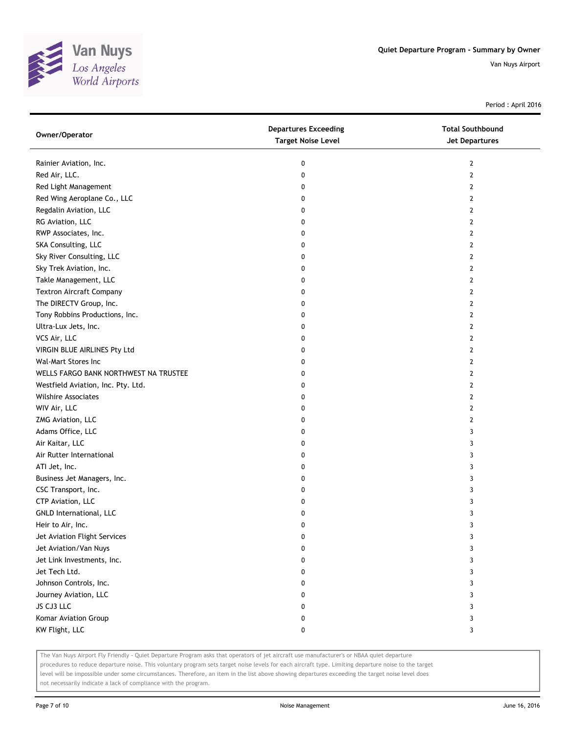Van Nuys
Los Angeles
World Airports

**Quiet Departure Program - Summary by Owner**

Van Nuys Airport

Period : April 2016

| Owner/Operator | Departures Exceeding Target Noise Level | Total Southbound Jet Departures |
|---|---|---|
| Rainier Aviation, Inc. | 0 | 2 |
| Red Air, LLC. | 0 | 2 |
| Red Light Management | 0 | 2 |
| Red Wing Aeroplane Co., LLC | 0 | 2 |
| Regdalin Aviation, LLC | 0 | 2 |
| RG Aviation, LLC | 0 | 2 |
| RWP Associates, Inc. | 0 | 2 |
| SKA Consulting, LLC | 0 | 2 |
| Sky River Consulting, LLC | 0 | 2 |
| Sky Trek Aviation, Inc. | 0 | 2 |
| Takle Management, LLC | 0 | 2 |
| Textron Aircraft Company | 0 | 2 |
| The DIRECTV Group, Inc. | 0 | 2 |
| Tony Robbins Productions, Inc. | 0 | 2 |
| Ultra-Lux Jets, Inc. | 0 | 2 |
| VCS Air, LLC | 0 | 2 |
| VIRGIN BLUE AIRLINES Pty Ltd | 0 | 2 |
| Wal-Mart Stores Inc | 0 | 2 |
| WELLS FARGO BANK NORTHWEST NA TRUSTEE | 0 | 2 |
| Westfield Aviation, Inc. Pty. Ltd. | 0 | 2 |
| Wilshire Associates | 0 | 2 |
| WIV Air, LLC | 0 | 2 |
| ZMG Aviation, LLC | 0 | 2 |
| Adams Office, LLC | 0 | 3 |
| Air Kaitar, LLC | 0 | 3 |
| Air Rutter International | 0 | 3 |
| ATI Jet, Inc. | 0 | 3 |
| Business Jet Managers, Inc. | 0 | 3 |
| CSC Transport, Inc. | 0 | 3 |
| CTP Aviation, LLC | 0 | 3 |
| GNLD International, LLC | 0 | 3 |
| Heir to Air, Inc. | 0 | 3 |
| Jet Aviation Flight Services | 0 | 3 |
| Jet Aviation/Van Nuys | 0 | 3 |
| Jet Link Investments, Inc. | 0 | 3 |
| Jet Tech Ltd. | 0 | 3 |
| Johnson Controls, Inc. | 0 | 3 |
| Journey Aviation, LLC | 0 | 3 |
| JS CJ3 LLC | 0 | 3 |
| Komar Aviation Group | 0 | 3 |
| KW Flight, LLC | 0 | 3 |

The Van Nuys Airport Fly Friendly - Quiet Departure Program asks that operators of jet aircraft use manufacturer's or NBAA quiet departure procedures to reduce departure noise. This voluntary program sets target noise levels for each aircraft type. Limiting departure noise to the target level will be impossible under some circumstances. Therefore, an item in the list above showing departures exceeding the target noise level does not necessarily indicate a lack of compliance with the program.

Noise Management

June 16, 2016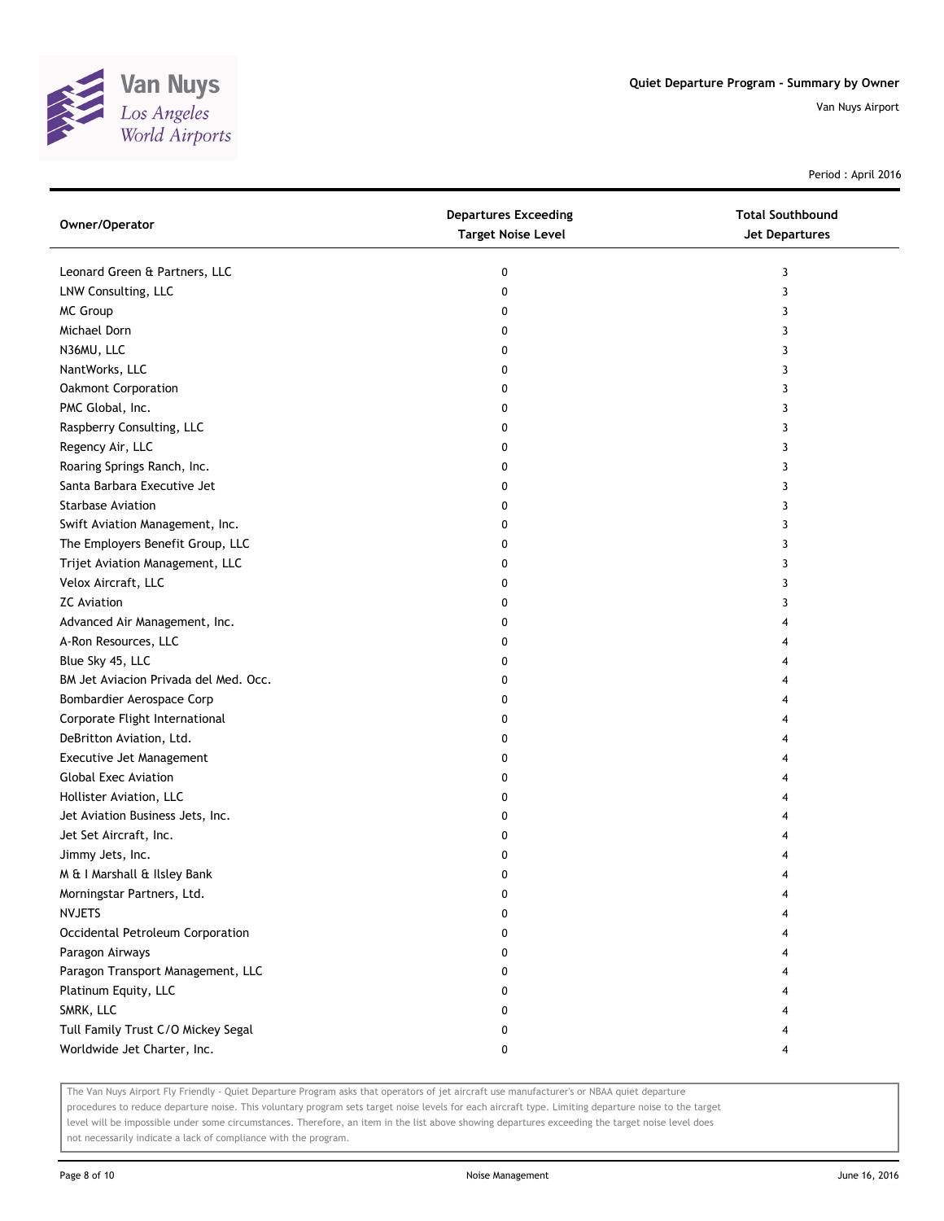Quiet Departure Program - Summary by Owner

Van Nuys Airport

Period : April 2016

| Owner/Operator | Departures Exceeding Target Noise Level | Total Southbound Jet Departures |
|---|---|---|
| Leonard Green & Partners, LLC | 0 | 3 |
| LNW Consulting, LLC | 0 | 3 |
| MC Group | 0 | 3 |
| Michael Dorn | 0 | 3 |
| N36MU, LLC | 0 | 3 |
| NantWorks, LLC | 0 | 3 |
| Oakmont Corporation | 0 | 3 |
| PMC Global, Inc. | 0 | 3 |
| Raspberry Consulting, LLC | 0 | 3 |
| Regency Air, LLC | 0 | 3 |
| Roaring Springs Ranch, Inc. | 0 | 3 |
| Santa Barbara Executive Jet | 0 | 3 |
| Starbase Aviation | 0 | 3 |
| Swift Aviation Management, Inc. | 0 | 3 |
| The Employers Benefit Group, LLC | 0 | 3 |
| Trijet Aviation Management, LLC | 0 | 3 |
| Velox Aircraft, LLC | 0 | 3 |
| ZC Aviation | 0 | 3 |
| Advanced Air Management, Inc. | 0 | 4 |
| A-Ron Resources, LLC | 0 | 4 |
| Blue Sky 45, LLC | 0 | 4 |
| BM Jet Aviacion Privada del Med. Occ. | 0 | 4 |
| Bombardier Aerospace Corp | 0 | 4 |
| Corporate Flight International | 0 | 4 |
| DeBritton Aviation, Ltd. | 0 | 4 |
| Executive Jet Management | 0 | 4 |
| Global Exec Aviation | 0 | 4 |
| Hollister Aviation, LLC | 0 | 4 |
| Jet Aviation Business Jets, Inc. | 0 | 4 |
| Jet Set Aircraft, Inc. | 0 | 4 |
| Jimmy Jets, Inc. | 0 | 4 |
| M & I Marshall & Ilsley Bank | 0 | 4 |
| Morningstar Partners, Ltd. | 0 | 4 |
| NVJETS | 0 | 4 |
| Occidental Petroleum Corporation | 0 | 4 |
| Paragon Airways | 0 | 4 |
| Paragon Transport Management, LLC | 0 | 4 |
| Platinum Equity, LLC | 0 | 4 |
| SMRK, LLC | 0 | 4 |
| Tull Family Trust C/O Mickey Segal | 0 | 4 |
| Worldwide Jet Charter, Inc. | 0 | 4 |

The Van Nuys Airport Fly Friendly - Quiet Departure Program asks that operators of jet aircraft use manufacturer's or NBAA quiet departure procedures to reduce departure noise. This voluntary program sets target noise levels for each aircraft type. Limiting departure noise to the target level will be impossible under some circumstances. Therefore, an item in the list above showing departures exceeding the target noise level does not necessarily indicate a lack of compliance with the program.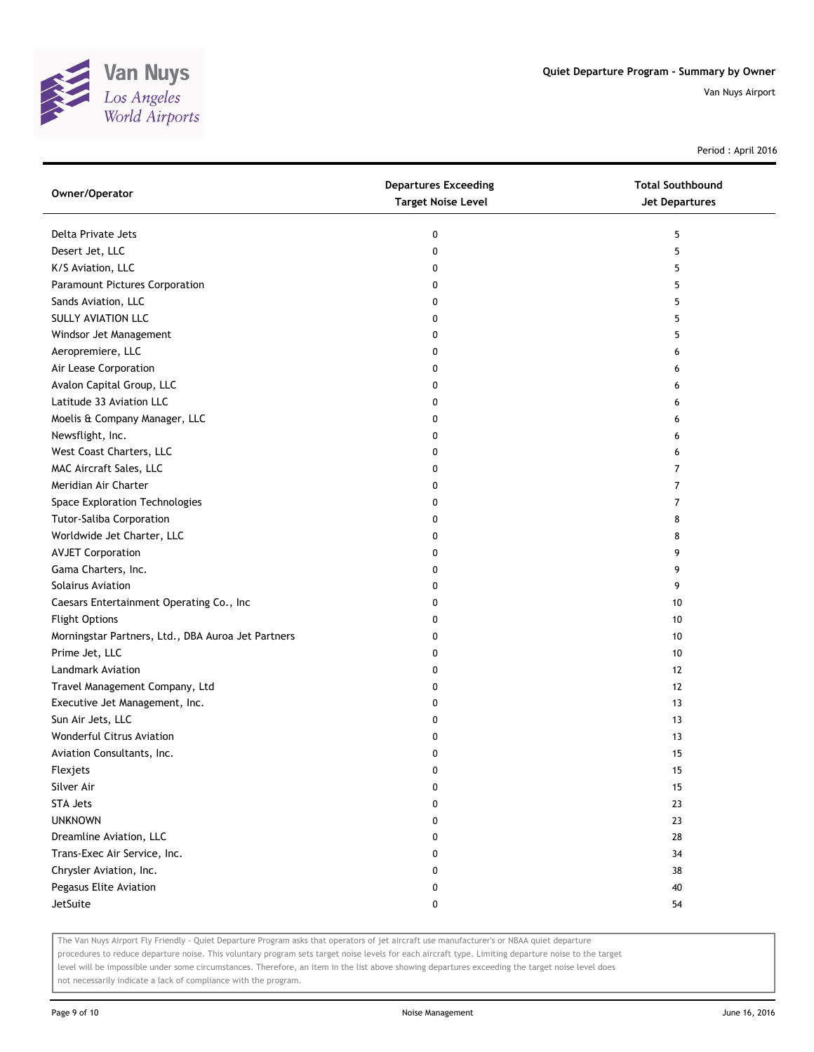# Quiet Departure Program - Summary by Owner

Van Nuys Airport

Period : April 2016

| Owner/Operator | Departures Exceeding Target Noise Level | Total Southbound Jet Departures |
|---|---|---|
| Delta Private Jets | 0 | 5 |
| Desert Jet, LLC | 0 | 5 |
| K/S Aviation, LLC | 0 | 5 |
| Paramount Pictures Corporation | 0 | 5 |
| Sands Aviation, LLC | 0 | 5 |
| SULLY AVIATION LLC | 0 | 5 |
| Windsor Jet Management | 0 | 5 |
| Aeropremiere, LLC | 0 | 6 |
| Air Lease Corporation | 0 | 6 |
| Avalon Capital Group, LLC | 0 | 6 |
| Latitude 33 Aviation LLC | 0 | 6 |
| Moelis & Company Manager, LLC | 0 | 6 |
| Newsflight, Inc. | 0 | 6 |
| West Coast Charters, LLC | 0 | 6 |
| MAC Aircraft Sales, LLC | 0 | 7 |
| Meridian Air Charter | 0 | 7 |
| Space Exploration Technologies | 0 | 7 |
| Tutor-Saliba Corporation | 0 | 8 |
| Worldwide Jet Charter, LLC | 0 | 8 |
| AVJET Corporation | 0 | 9 |
| Gama Charters, Inc. | 0 | 9 |
| Solairus Aviation | 0 | 9 |
| Caesars Entertainment Operating Co., Inc | 0 | 10 |
| Flight Options | 0 | 10 |
| Morningstar Partners, Ltd., DBA Auroa Jet Partners | 0 | 10 |
| Prime Jet, LLC | 0 | 10 |
| Landmark Aviation | 0 | 12 |
| Travel Management Company, Ltd | 0 | 12 |
| Executive Jet Management, Inc. | 0 | 13 |
| Sun Air Jets, LLC | 0 | 13 |
| Wonderful Citrus Aviation | 0 | 13 |
| Aviation Consultants, Inc. | 0 | 15 |
| Flexjets | 0 | 15 |
| Silver Air | 0 | 15 |
| STA Jets | 0 | 23 |
| UNKNOWN | 0 | 23 |
| Dreamline Aviation, LLC | 0 | 28 |
| Trans-Exec Air Service, Inc. | 0 | 34 |
| Chrysler Aviation, Inc. | 0 | 38 |
| Pegasus Elite Aviation | 0 | 40 |
| JetSuite | 0 | 54 |

The Van Nuys Airport Fly Friendly - Quiet Departure Program asks that operators of jet aircraft use manufacturer's or NBAA quiet departure procedures to reduce departure noise. This voluntary program sets target noise levels for each aircraft type. Limiting departure noise to the target level will be impossible under some circumstances. Therefore, an item in the list above showing departures exceeding the target noise level does not necessarily indicate a lack of compliance with the program.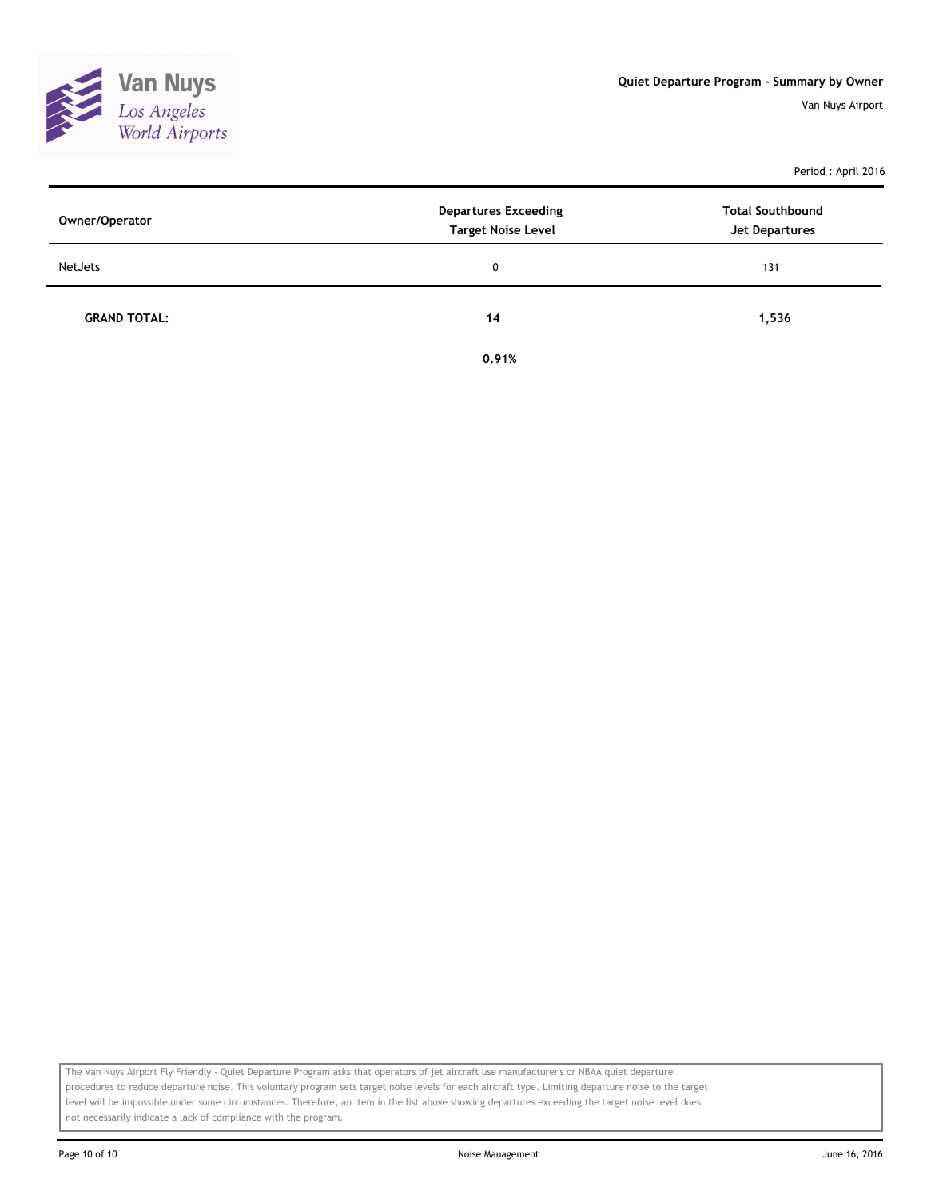Van Nuys
Los Angeles
World Airports

**Quiet Departure Program - Summary by Owner**

Van Nuys Airport

Period : April 2016

| Owner/Operator | Departures Exceeding Target Noise Level | Total Southbound Jet Departures |
|---|---|---|
| NetJets | 0 | 131 |
| **GRAND TOTAL:** | **14** | **1,536** |
| | **0.91%** | |

The Van Nuys Airport Fly Friendly - Quiet Departure Program asks that operators of jet aircraft use manufacturer's or NBAA quiet departure procedures to reduce departure noise. This voluntary program sets target noise levels for each aircraft type. Limiting departure noise to the target level will be impossible under some circumstances. Therefore, an item in the list above showing departures exceeding the target noise level does not necessarily indicate a lack of compliance with the program.